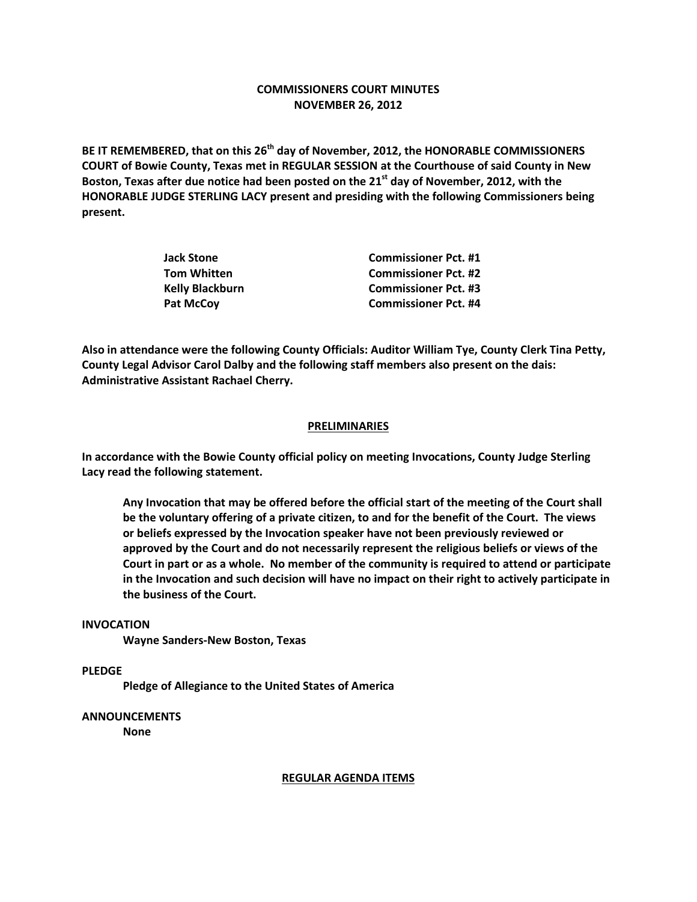**COMMISSIONERS COURT MINUTES**
**NOVEMBER 26, 2012**

**BE IT REMEMBERED, that on this 26th day of November, 2012, the HONORABLE COMMISSIONERS COURT of Bowie County, Texas met in REGULAR SESSION at the Courthouse of said County in New Boston, Texas after due notice had been posted on the 21st day of November, 2012, with the HONORABLE JUDGE STERLING LACY present and presiding with the following Commissioners being present.**

| | |
|---|---|
| **Jack Stone** | **Commissioner Pct. #1** |
| **Tom Whitten** | **Commissioner Pct. #2** |
| **Kelly Blackburn** | **Commissioner Pct. #3** |
| **Pat McCoy** | **Commissioner Pct. #4** |

**Also in attendance were the following County Officials: Auditor William Tye, County Clerk Tina Petty, County Legal Advisor Carol Dalby and the following staff members also present on the dais: Administrative Assistant Rachael Cherry.**

## PRELIMINARIES

**In accordance with the Bowie County official policy on meeting Invocations, County Judge Sterling Lacy read the following statement.**

> **Any Invocation that may be offered before the official start of the meeting of the Court shall be the voluntary offering of a private citizen, to and for the benefit of the Court. The views or beliefs expressed by the Invocation speaker have not been previously reviewed or approved by the Court and do not necessarily represent the religious beliefs or views of the Court in part or as a whole. No member of the community is required to attend or participate in the Invocation and such decision will have no impact on their right to actively participate in the business of the Court.**

**INVOCATION**

**Wayne Sanders-New Boston, Texas**

**PLEDGE**

**Pledge of Allegiance to the United States of America**

**ANNOUNCEMENTS**

**None**

## REGULAR AGENDA ITEMS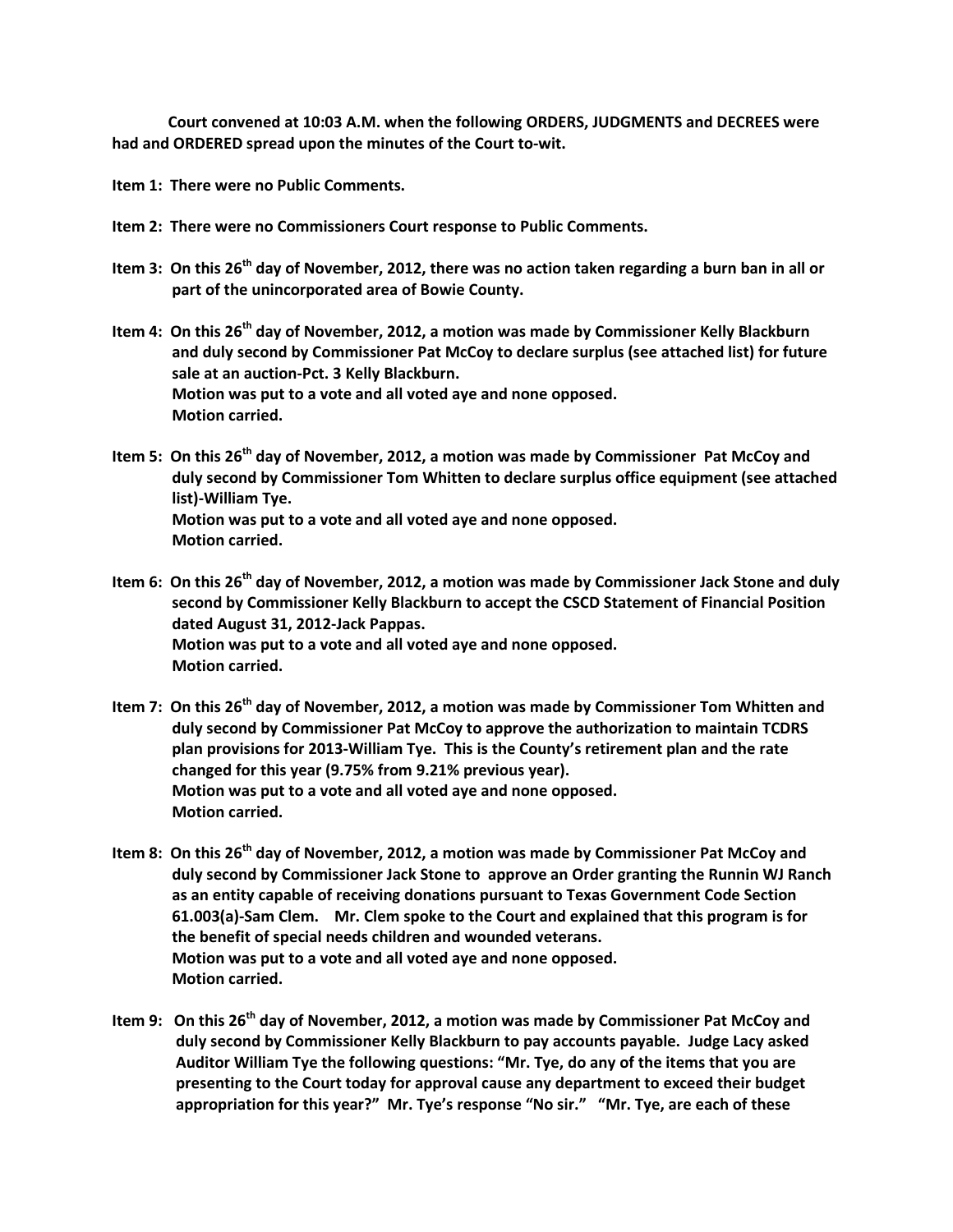**Court convened at 10:03 A.M. when the following ORDERS, JUDGMENTS and DECREES were had and ORDERED spread upon the minutes of the Court to-wit.**

**Item 1: There were no Public Comments.**

**Item 2: There were no Commissioners Court response to Public Comments.**

**Item 3: On this 26th day of November, 2012, there was no action taken regarding a burn ban in all or part of the unincorporated area of Bowie County.**

**Item 4: On this 26th day of November, 2012, a motion was made by Commissioner Kelly Blackburn and duly second by Commissioner Pat McCoy to declare surplus (see attached list) for future sale at an auction-Pct. 3 Kelly Blackburn.**
**Motion was put to a vote and all voted aye and none opposed.**
**Motion carried.**

**Item 5: On this 26th day of November, 2012, a motion was made by Commissioner Pat McCoy and duly second by Commissioner Tom Whitten to declare surplus office equipment (see attached list)-William Tye.**
**Motion was put to a vote and all voted aye and none opposed.**
**Motion carried.**

**Item 6: On this 26th day of November, 2012, a motion was made by Commissioner Jack Stone and duly second by Commissioner Kelly Blackburn to accept the CSCD Statement of Financial Position dated August 31, 2012-Jack Pappas.**
**Motion was put to a vote and all voted aye and none opposed.**
**Motion carried.**

**Item 7: On this 26th day of November, 2012, a motion was made by Commissioner Tom Whitten and duly second by Commissioner Pat McCoy to approve the authorization to maintain TCDRS plan provisions for 2013-William Tye. This is the County's retirement plan and the rate changed for this year (9.75% from 9.21% previous year).**
**Motion was put to a vote and all voted aye and none opposed.**
**Motion carried.**

**Item 8: On this 26th day of November, 2012, a motion was made by Commissioner Pat McCoy and duly second by Commissioner Jack Stone to approve an Order granting the Runnin WJ Ranch as an entity capable of receiving donations pursuant to Texas Government Code Section 61.003(a)-Sam Clem. Mr. Clem spoke to the Court and explained that this program is for the benefit of special needs children and wounded veterans.**
**Motion was put to a vote and all voted aye and none opposed.**
**Motion carried.**

**Item 9: On this 26th day of November, 2012, a motion was made by Commissioner Pat McCoy and duly second by Commissioner Kelly Blackburn to pay accounts payable. Judge Lacy asked Auditor William Tye the following questions: "Mr. Tye, do any of the items that you are presenting to the Court today for approval cause any department to exceed their budget appropriation for this year?" Mr. Tye's response "No sir." "Mr. Tye, are each of these**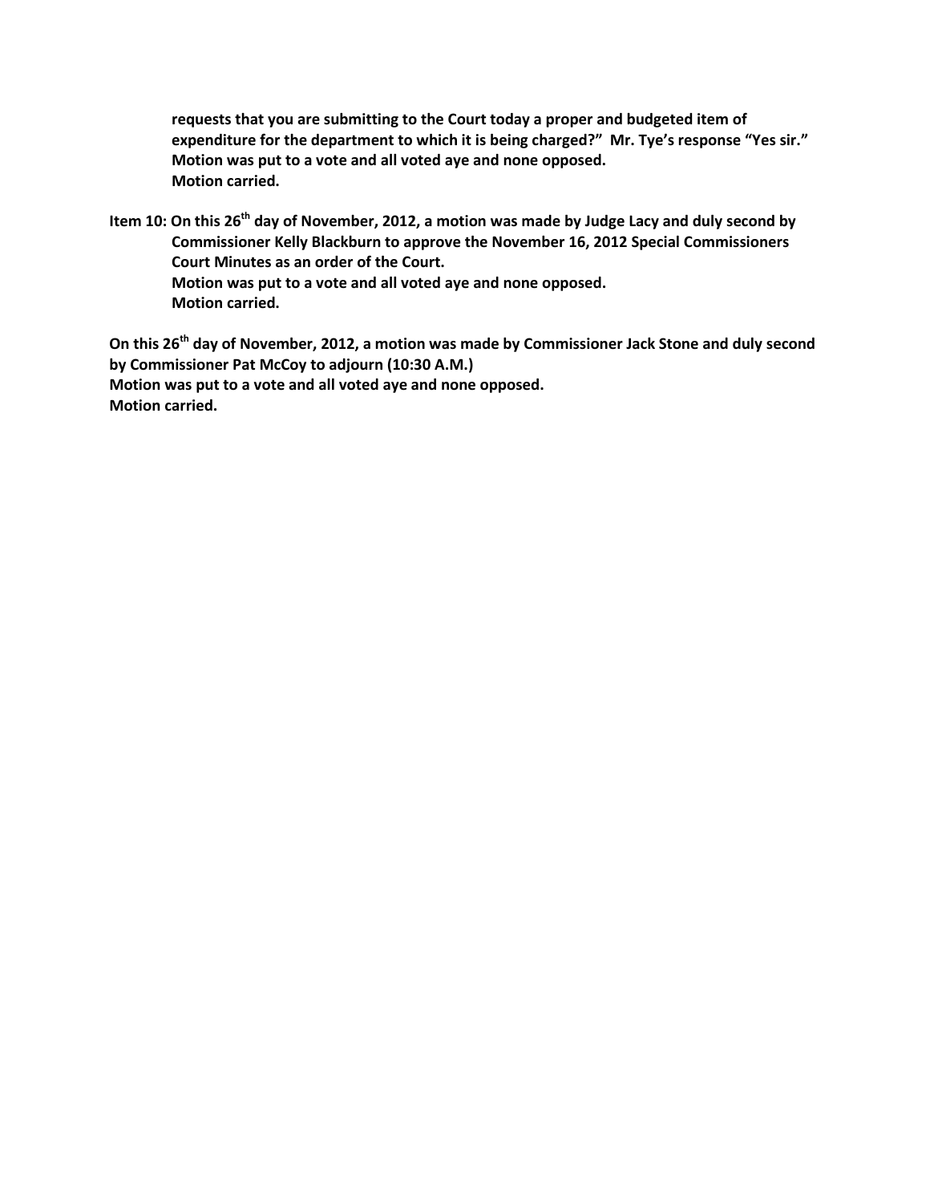**requests that you are submitting to the Court today a proper and budgeted item of expenditure for the department to which it is being charged?" Mr. Tye's response "Yes sir."**
**Motion was put to a vote and all voted aye and none opposed.**
**Motion carried.**

**Item 10: On this 26th day of November, 2012, a motion was made by Judge Lacy and duly second by Commissioner Kelly Blackburn to approve the November 16, 2012 Special Commissioners Court Minutes as an order of the Court.**
**Motion was put to a vote and all voted aye and none opposed.**
**Motion carried.**

**On this 26th day of November, 2012, a motion was made by Commissioner Jack Stone and duly second by Commissioner Pat McCoy to adjourn (10:30 A.M.)**
**Motion was put to a vote and all voted aye and none opposed.**
**Motion carried.**